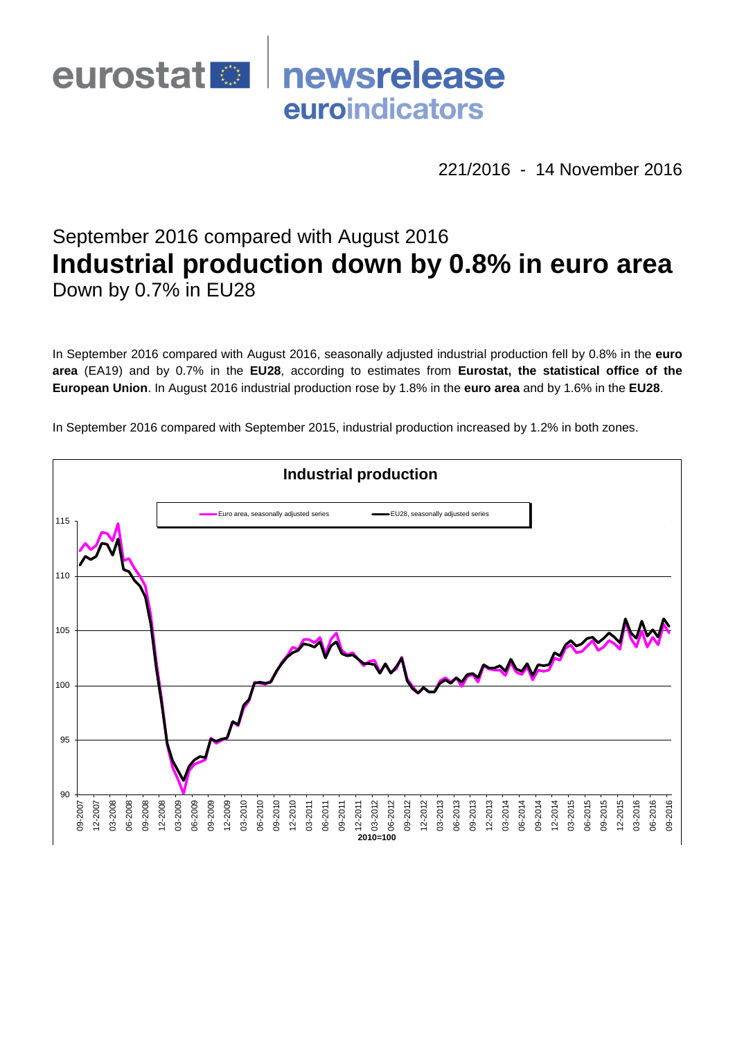eurostat newsrelease euroindicators

221/2016 - 14 November 2016

September 2016 compared with August 2016

# Industrial production down by 0.8% in euro area

Down by 0.7% in EU28

In September 2016 compared with August 2016, seasonally adjusted industrial production fell by 0.8% in the **euro area** (EA19) and by 0.7% in the **EU28**, according to estimates from **Eurostat, the statistical office of the European Union**. In August 2016 industrial production rose by 1.8% in the **euro area** and by 1.6% in the **EU28**.

In September 2016 compared with September 2015, industrial production increased by 1.2% in both zones.

**Industrial production**

Euro area, seasonally adjusted series — EU28, seasonally adjusted series

2010=100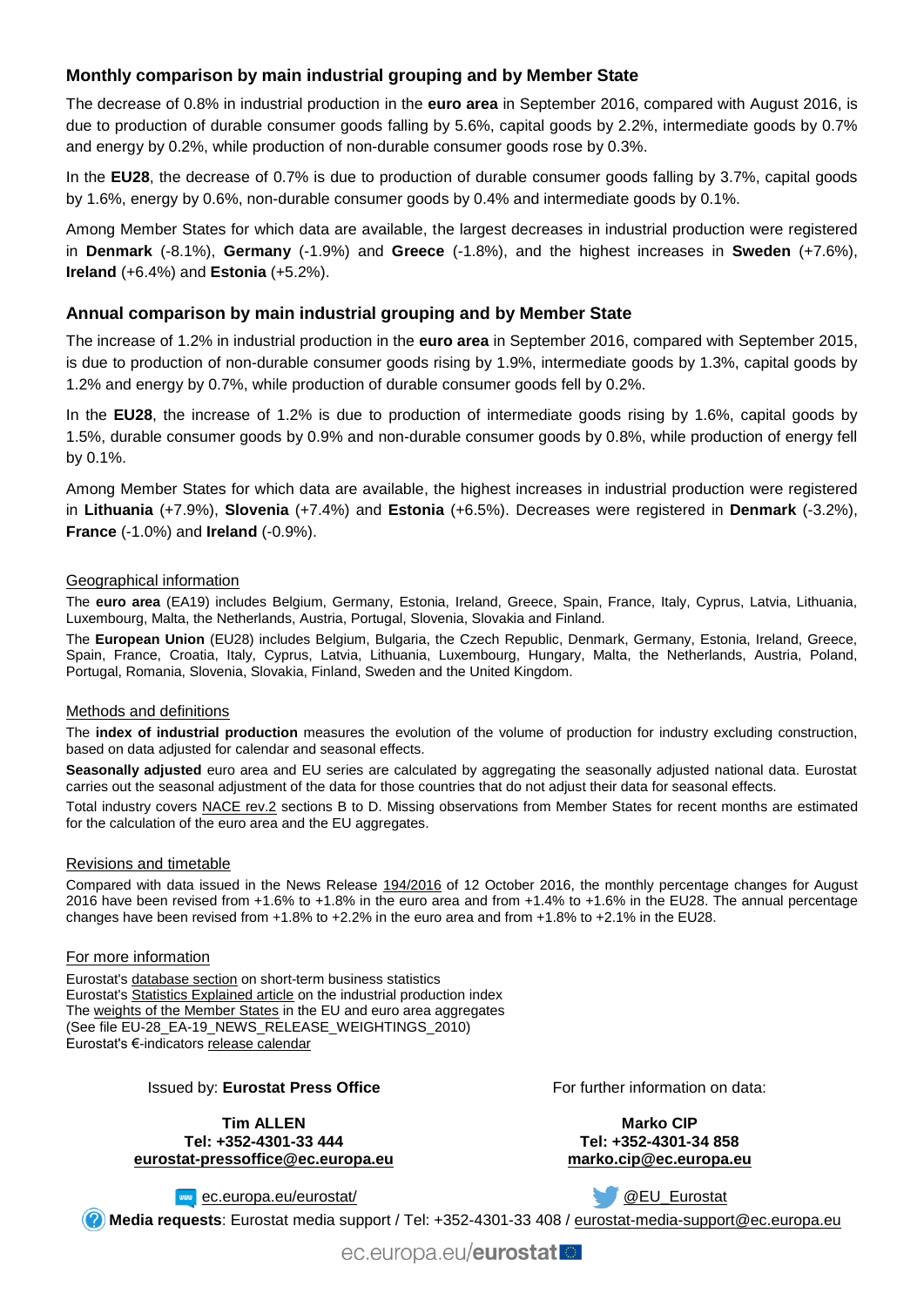## Monthly comparison by main industrial grouping and by Member State

The decrease of 0.8% in industrial production in the **euro area** in September 2016, compared with August 2016, is due to production of durable consumer goods falling by 5.6%, capital goods by 2.2%, intermediate goods by 0.7% and energy by 0.2%, while production of non-durable consumer goods rose by 0.3%.

In the **EU28**, the decrease of 0.7% is due to production of durable consumer goods falling by 3.7%, capital goods by 1.6%, energy by 0.6%, non-durable consumer goods by 0.4% and intermediate goods by 0.1%.

Among Member States for which data are available, the largest decreases in industrial production were registered in **Denmark** (-8.1%), **Germany** (-1.9%) and **Greece** (-1.8%), and the highest increases in **Sweden** (+7.6%), **Ireland** (+6.4%) and **Estonia** (+5.2%).

## Annual comparison by main industrial grouping and by Member State

The increase of 1.2% in industrial production in the **euro area** in September 2016, compared with September 2015, is due to production of non-durable consumer goods rising by 1.9%, intermediate goods by 1.3%, capital goods by 1.2% and energy by 0.7%, while production of durable consumer goods fell by 0.2%.

In the **EU28**, the increase of 1.2% is due to production of intermediate goods rising by 1.6%, capital goods by 1.5%, durable consumer goods by 0.9% and non-durable consumer goods by 0.8%, while production of energy fell by 0.1%.

Among Member States for which data are available, the highest increases in industrial production were registered in **Lithuania** (+7.9%), **Slovenia** (+7.4%) and **Estonia** (+6.5%). Decreases were registered in **Denmark** (-3.2%), **France** (-1.0%) and **Ireland** (-0.9%).

### Geographical information

The **euro area** (EA19) includes Belgium, Germany, Estonia, Ireland, Greece, Spain, France, Italy, Cyprus, Latvia, Lithuania, Luxembourg, Malta, the Netherlands, Austria, Portugal, Slovenia, Slovakia and Finland.

The **European Union** (EU28) includes Belgium, Bulgaria, the Czech Republic, Denmark, Germany, Estonia, Ireland, Greece, Spain, France, Croatia, Italy, Cyprus, Latvia, Lithuania, Luxembourg, Hungary, Malta, the Netherlands, Austria, Poland, Portugal, Romania, Slovenia, Slovakia, Finland, Sweden and the United Kingdom.

### Methods and definitions

The **index of industrial production** measures the evolution of the volume of production for industry excluding construction, based on data adjusted for calendar and seasonal effects.

**Seasonally adjusted** euro area and EU series are calculated by aggregating the seasonally adjusted national data. Eurostat carries out the seasonal adjustment of the data for those countries that do not adjust their data for seasonal effects.

Total industry covers NACE rev.2 sections B to D. Missing observations from Member States for recent months are estimated for the calculation of the euro area and the EU aggregates.

### Revisions and timetable

Compared with data issued in the News Release 194/2016 of 12 October 2016, the monthly percentage changes for August 2016 have been revised from +1.6% to +1.8% in the euro area and from +1.4% to +1.6% in the EU28. The annual percentage changes have been revised from +1.8% to +2.2% in the euro area and from +1.8% to +2.1% in the EU28.

### For more information

Eurostat's database section on short-term business statistics
Eurostat's Statistics Explained article on the industrial production index
The weights of the Member States in the EU and euro area aggregates
(See file EU-28_EA-19_NEWS_RELEASE_WEIGHTINGS_2010)
Eurostat's €-indicators release calendar

Issued by: **Eurostat Press Office**

**Tim ALLEN**
**Tel: +352-4301-33 444**
**eurostat-pressoffice@ec.europa.eu**

For further information on data:

**Marko CIP**
**Tel: +352-4301-34 858**
**marko.cip@ec.europa.eu**

ec.europa.eu/eurostat/

@EU_Eurostat

**Media requests**: Eurostat media support / Tel: +352-4301-33 408 / eurostat-media-support@ec.europa.eu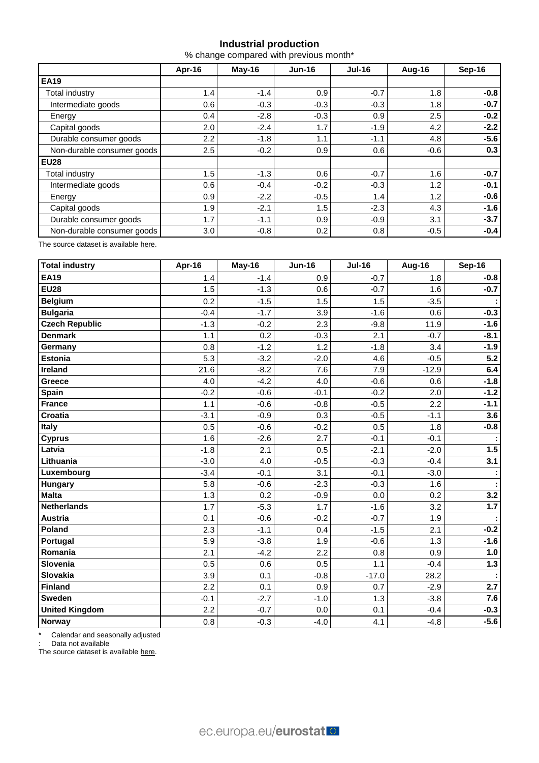## Industrial production

% change compared with previous month*

| | Apr-16 | May-16 | Jun-16 | Jul-16 | Aug-16 | Sep-16 |
|---|---|---|---|---|---|---|
| **EA19** | | | | | | |
| Total industry | 1.4 | -1.4 | 0.9 | -0.7 | 1.8 | **-0.8** |
| Intermediate goods | 0.6 | -0.3 | -0.3 | -0.3 | 1.8 | **-0.7** |
| Energy | 0.4 | -2.8 | -0.3 | 0.9 | 2.5 | **-0.2** |
| Capital goods | 2.0 | -2.4 | 1.7 | -1.9 | 4.2 | **-2.2** |
| Durable consumer goods | 2.2 | -1.8 | 1.1 | -1.1 | 4.8 | **-5.6** |
| Non-durable consumer goods | 2.5 | -0.2 | 0.9 | 0.6 | -0.6 | **0.3** |
| **EU28** | | | | | | |
| Total industry | 1.5 | -1.3 | 0.6 | -0.7 | 1.6 | **-0.7** |
| Intermediate goods | 0.6 | -0.4 | -0.2 | -0.3 | 1.2 | **-0.1** |
| Energy | 0.9 | -2.2 | -0.5 | 1.4 | 1.2 | **-0.6** |
| Capital goods | 1.9 | -2.1 | 1.5 | -2.3 | 4.3 | **-1.6** |
| Durable consumer goods | 1.7 | -1.1 | 0.9 | -0.9 | 3.1 | **-3.7** |
| Non-durable consumer goods | 3.0 | -0.8 | 0.2 | 0.8 | -0.5 | **-0.4** |

The source dataset is available here.

| **Total industry** | Apr-16 | May-16 | Jun-16 | Jul-16 | Aug-16 | Sep-16 |
|---|---|---|---|---|---|---|
| **EA19** | 1.4 | -1.4 | 0.9 | -0.7 | 1.8 | **-0.8** |
| **EU28** | 1.5 | -1.3 | 0.6 | -0.7 | 1.6 | **-0.7** |
| **Belgium** | 0.2 | -1.5 | 1.5 | 1.5 | -3.5 | **:** |
| **Bulgaria** | -0.4 | -1.7 | 3.9 | -1.6 | 0.6 | **-0.3** |
| **Czech Republic** | -1.3 | -0.2 | 2.3 | -9.8 | 11.9 | **-1.6** |
| **Denmark** | 1.1 | 0.2 | -0.3 | 2.1 | -0.7 | **-8.1** |
| **Germany** | 0.8 | -1.2 | 1.2 | -1.8 | 3.4 | **-1.9** |
| **Estonia** | 5.3 | -3.2 | -2.0 | 4.6 | -0.5 | **5.2** |
| **Ireland** | 21.6 | -8.2 | 7.6 | 7.9 | -12.9 | **6.4** |
| **Greece** | 4.0 | -4.2 | 4.0 | -0.6 | 0.6 | **-1.8** |
| **Spain** | -0.2 | -0.6 | -0.1 | -0.2 | 2.0 | **-1.2** |
| **France** | 1.1 | -0.6 | -0.8 | -0.5 | 2.2 | **-1.1** |
| **Croatia** | -3.1 | -0.9 | 0.3 | -0.5 | -1.1 | **3.6** |
| **Italy** | 0.5 | -0.6 | -0.2 | 0.5 | 1.8 | **-0.8** |
| **Cyprus** | 1.6 | -2.6 | 2.7 | -0.1 | -0.1 | **:** |
| **Latvia** | -1.8 | 2.1 | 0.5 | -2.1 | -2.0 | **1.5** |
| **Lithuania** | -3.0 | 4.0 | -0.5 | -0.3 | -0.4 | **3.1** |
| **Luxembourg** | -3.4 | -0.1 | 3.1 | -0.1 | -3.0 | **:** |
| **Hungary** | 5.8 | -0.6 | -2.3 | -0.3 | 1.6 | **:** |
| **Malta** | 1.3 | 0.2 | -0.9 | 0.0 | 0.2 | **3.2** |
| **Netherlands** | 1.7 | -5.3 | 1.7 | -1.6 | 3.2 | **1.7** |
| **Austria** | 0.1 | -0.6 | -0.2 | -0.7 | 1.9 | **:** |
| **Poland** | 2.3 | -1.1 | 0.4 | -1.5 | 2.1 | **-0.2** |
| **Portugal** | 5.9 | -3.8 | 1.9 | -0.6 | 1.3 | **-1.6** |
| **Romania** | 2.1 | -4.2 | 2.2 | 0.8 | 0.9 | **1.0** |
| **Slovenia** | 0.5 | 0.6 | 0.5 | 1.1 | -0.4 | **1.3** |
| **Slovakia** | 3.9 | 0.1 | -0.8 | -17.0 | 28.2 | **:** |
| **Finland** | 2.2 | 0.1 | 0.9 | 0.7 | -2.9 | **2.7** |
| **Sweden** | -0.1 | -2.7 | -1.0 | 1.3 | -3.8 | **7.6** |
| **United Kingdom** | 2.2 | -0.7 | 0.0 | 0.1 | -0.4 | **-0.3** |
| **Norway** | 0.8 | -0.3 | -4.0 | 4.1 | -4.8 | **-5.6** |

\* Calendar and seasonally adjusted

: Data not available

The source dataset is available here.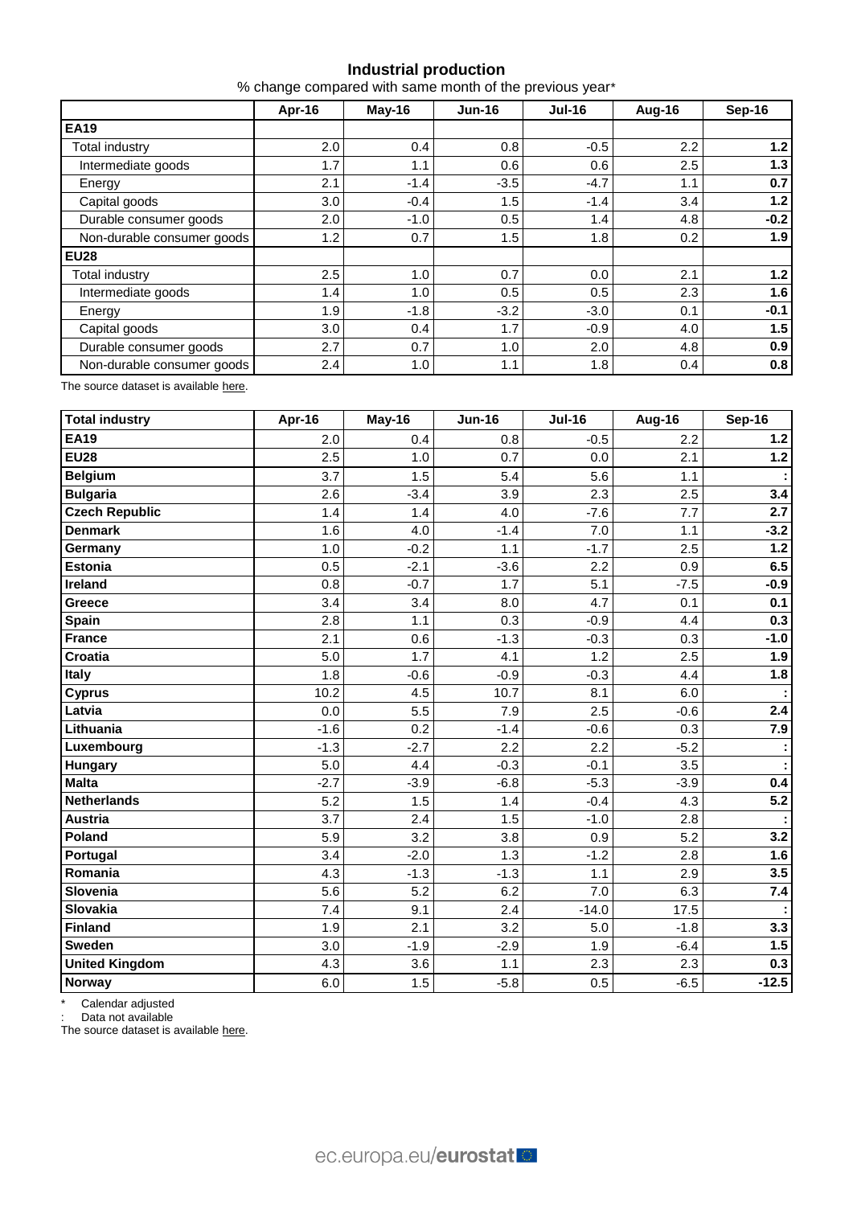## Industrial production

% change compared with same month of the previous year*

| | Apr-16 | May-16 | Jun-16 | Jul-16 | Aug-16 | Sep-16 |
|---|---|---|---|---|---|---|
| **EA19** | | | | | | |
| Total industry | 2.0 | 0.4 | 0.8 | -0.5 | 2.2 | **1.2** |
| Intermediate goods | 1.7 | 1.1 | 0.6 | 0.6 | 2.5 | **1.3** |
| Energy | 2.1 | -1.4 | -3.5 | -4.7 | 1.1 | **0.7** |
| Capital goods | 3.0 | -0.4 | 1.5 | -1.4 | 3.4 | **1.2** |
| Durable consumer goods | 2.0 | -1.0 | 0.5 | 1.4 | 4.8 | **-0.2** |
| Non-durable consumer goods | 1.2 | 0.7 | 1.5 | 1.8 | 0.2 | **1.9** |
| **EU28** | | | | | | |
| Total industry | 2.5 | 1.0 | 0.7 | 0.0 | 2.1 | **1.2** |
| Intermediate goods | 1.4 | 1.0 | 0.5 | 0.5 | 2.3 | **1.6** |
| Energy | 1.9 | -1.8 | -3.2 | -3.0 | 0.1 | **-0.1** |
| Capital goods | 3.0 | 0.4 | 1.7 | -0.9 | 4.0 | **1.5** |
| Durable consumer goods | 2.7 | 0.7 | 1.0 | 2.0 | 4.8 | **0.9** |
| Non-durable consumer goods | 2.4 | 1.0 | 1.1 | 1.8 | 0.4 | **0.8** |

The source dataset is available here.

| Total industry | Apr-16 | May-16 | Jun-16 | Jul-16 | Aug-16 | Sep-16 |
|---|---|---|---|---|---|---|
| **EA19** | 2.0 | 0.4 | 0.8 | -0.5 | 2.2 | **1.2** |
| **EU28** | 2.5 | 1.0 | 0.7 | 0.0 | 2.1 | **1.2** |
| **Belgium** | 3.7 | 1.5 | 5.4 | 5.6 | 1.1 | **:** |
| **Bulgaria** | 2.6 | -3.4 | 3.9 | 2.3 | 2.5 | **3.4** |
| **Czech Republic** | 1.4 | 1.4 | 4.0 | -7.6 | 7.7 | **2.7** |
| **Denmark** | 1.6 | 4.0 | -1.4 | 7.0 | 1.1 | **-3.2** |
| **Germany** | 1.0 | -0.2 | 1.1 | -1.7 | 2.5 | **1.2** |
| **Estonia** | 0.5 | -2.1 | -3.6 | 2.2 | 0.9 | **6.5** |
| **Ireland** | 0.8 | -0.7 | 1.7 | 5.1 | -7.5 | **-0.9** |
| **Greece** | 3.4 | 3.4 | 8.0 | 4.7 | 0.1 | **0.1** |
| **Spain** | 2.8 | 1.1 | 0.3 | -0.9 | 4.4 | **0.3** |
| **France** | 2.1 | 0.6 | -1.3 | -0.3 | 0.3 | **-1.0** |
| **Croatia** | 5.0 | 1.7 | 4.1 | 1.2 | 2.5 | **1.9** |
| **Italy** | 1.8 | -0.6 | -0.9 | -0.3 | 4.4 | **1.8** |
| **Cyprus** | 10.2 | 4.5 | 10.7 | 8.1 | 6.0 | **:** |
| **Latvia** | 0.0 | 5.5 | 7.9 | 2.5 | -0.6 | **2.4** |
| **Lithuania** | -1.6 | 0.2 | -1.4 | -0.6 | 0.3 | **7.9** |
| **Luxembourg** | -1.3 | -2.7 | 2.2 | 2.2 | -5.2 | **:** |
| **Hungary** | 5.0 | 4.4 | -0.3 | -0.1 | 3.5 | **:** |
| **Malta** | -2.7 | -3.9 | -6.8 | -5.3 | -3.9 | **0.4** |
| **Netherlands** | 5.2 | 1.5 | 1.4 | -0.4 | 4.3 | **5.2** |
| **Austria** | 3.7 | 2.4 | 1.5 | -1.0 | 2.8 | **:** |
| **Poland** | 5.9 | 3.2 | 3.8 | 0.9 | 5.2 | **3.2** |
| **Portugal** | 3.4 | -2.0 | 1.3 | -1.2 | 2.8 | **1.6** |
| **Romania** | 4.3 | -1.3 | -1.3 | 1.1 | 2.9 | **3.5** |
| **Slovenia** | 5.6 | 5.2 | 6.2 | 7.0 | 6.3 | **7.4** |
| **Slovakia** | 7.4 | 9.1 | 2.4 | -14.0 | 17.5 | **:** |
| **Finland** | 1.9 | 2.1 | 3.2 | 5.0 | -1.8 | **3.3** |
| **Sweden** | 3.0 | -1.9 | -2.9 | 1.9 | -6.4 | **1.5** |
| **United Kingdom** | 4.3 | 3.6 | 1.1 | 2.3 | 2.3 | **0.3** |
| **Norway** | 6.0 | 1.5 | -5.8 | 0.5 | -6.5 | **-12.5** |

\* Calendar adjusted

: Data not available

The source dataset is available here.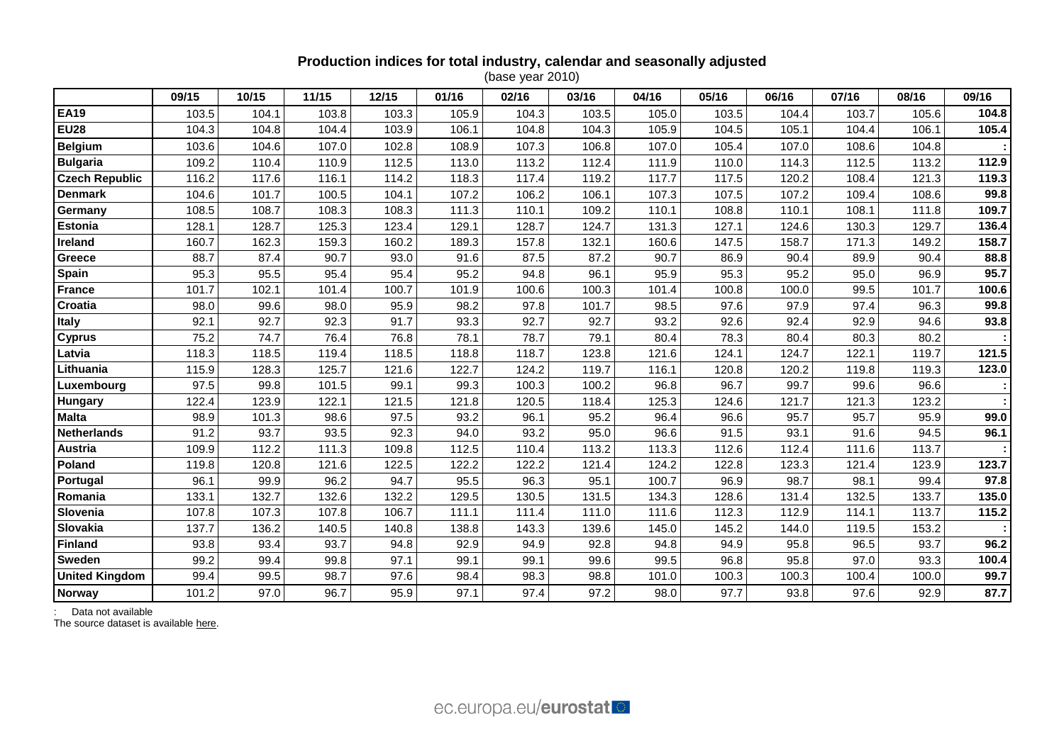**Production indices for total industry, calendar and seasonally adjusted**

(base year 2010)

| | 09/15 | 10/15 | 11/15 | 12/15 | 01/16 | 02/16 | 03/16 | 04/16 | 05/16 | 06/16 | 07/16 | 08/16 | 09/16 |
|---|---|---|---|---|---|---|---|---|---|---|---|---|---|
| **EA19** | 103.5 | 104.1 | 103.8 | 103.3 | 105.9 | 104.3 | 103.5 | 105.0 | 103.5 | 104.4 | 103.7 | 105.6 | **104.8** |
| **EU28** | 104.3 | 104.8 | 104.4 | 103.9 | 106.1 | 104.8 | 104.3 | 105.9 | 104.5 | 105.1 | 104.4 | 106.1 | **105.4** |
| **Belgium** | 103.6 | 104.6 | 107.0 | 102.8 | 108.9 | 107.3 | 106.8 | 107.0 | 105.4 | 107.0 | 108.6 | 104.8 | **:** |
| **Bulgaria** | 109.2 | 110.4 | 110.9 | 112.5 | 113.0 | 113.2 | 112.4 | 111.9 | 110.0 | 114.3 | 112.5 | 113.2 | **112.9** |
| **Czech Republic** | 116.2 | 117.6 | 116.1 | 114.2 | 118.3 | 117.4 | 119.2 | 117.7 | 117.5 | 120.2 | 108.4 | 121.3 | **119.3** |
| **Denmark** | 104.6 | 101.7 | 100.5 | 104.1 | 107.2 | 106.2 | 106.1 | 107.3 | 107.5 | 107.2 | 109.4 | 108.6 | **99.8** |
| **Germany** | 108.5 | 108.7 | 108.3 | 108.3 | 111.3 | 110.1 | 109.2 | 110.1 | 108.8 | 110.1 | 108.1 | 111.8 | **109.7** |
| **Estonia** | 128.1 | 128.7 | 125.3 | 123.4 | 129.1 | 128.7 | 124.7 | 131.3 | 127.1 | 124.6 | 130.3 | 129.7 | **136.4** |
| **Ireland** | 160.7 | 162.3 | 159.3 | 160.2 | 189.3 | 157.8 | 132.1 | 160.6 | 147.5 | 158.7 | 171.3 | 149.2 | **158.7** |
| **Greece** | 88.7 | 87.4 | 90.7 | 93.0 | 91.6 | 87.5 | 87.2 | 90.7 | 86.9 | 90.4 | 89.9 | 90.4 | **88.8** |
| **Spain** | 95.3 | 95.5 | 95.4 | 95.4 | 95.2 | 94.8 | 96.1 | 95.9 | 95.3 | 95.2 | 95.0 | 96.9 | **95.7** |
| **France** | 101.7 | 102.1 | 101.4 | 100.7 | 101.9 | 100.6 | 100.3 | 101.4 | 100.8 | 100.0 | 99.5 | 101.7 | **100.6** |
| **Croatia** | 98.0 | 99.6 | 98.0 | 95.9 | 98.2 | 97.8 | 101.7 | 98.5 | 97.6 | 97.9 | 97.4 | 96.3 | **99.8** |
| **Italy** | 92.1 | 92.7 | 92.3 | 91.7 | 93.3 | 92.7 | 92.7 | 93.2 | 92.6 | 92.4 | 92.9 | 94.6 | **93.8** |
| **Cyprus** | 75.2 | 74.7 | 76.4 | 76.8 | 78.1 | 78.7 | 79.1 | 80.4 | 78.3 | 80.4 | 80.3 | 80.2 | **:** |
| **Latvia** | 118.3 | 118.5 | 119.4 | 118.5 | 118.8 | 118.7 | 123.8 | 121.6 | 124.1 | 124.7 | 122.1 | 119.7 | **121.5** |
| **Lithuania** | 115.9 | 128.3 | 125.7 | 121.6 | 122.7 | 124.2 | 119.7 | 116.1 | 120.8 | 120.2 | 119.8 | 119.3 | **123.0** |
| **Luxembourg** | 97.5 | 99.8 | 101.5 | 99.1 | 99.3 | 100.3 | 100.2 | 96.8 | 96.7 | 99.7 | 99.6 | 96.6 | **:** |
| **Hungary** | 122.4 | 123.9 | 122.1 | 121.5 | 121.8 | 120.5 | 118.4 | 125.3 | 124.6 | 121.7 | 121.3 | 123.2 | **:** |
| **Malta** | 98.9 | 101.3 | 98.6 | 97.5 | 93.2 | 96.1 | 95.2 | 96.4 | 96.6 | 95.7 | 95.7 | 95.9 | **99.0** |
| **Netherlands** | 91.2 | 93.7 | 93.5 | 92.3 | 94.0 | 93.2 | 95.0 | 96.6 | 91.5 | 93.1 | 91.6 | 94.5 | **96.1** |
| **Austria** | 109.9 | 112.2 | 111.3 | 109.8 | 112.5 | 110.4 | 113.2 | 113.3 | 112.6 | 112.4 | 111.6 | 113.7 | **:** |
| **Poland** | 119.8 | 120.8 | 121.6 | 122.5 | 122.2 | 122.2 | 121.4 | 124.2 | 122.8 | 123.3 | 121.4 | 123.9 | **123.7** |
| **Portugal** | 96.1 | 99.9 | 96.2 | 94.7 | 95.5 | 96.3 | 95.1 | 100.7 | 96.9 | 98.7 | 98.1 | 99.4 | **97.8** |
| **Romania** | 133.1 | 132.7 | 132.6 | 132.2 | 129.5 | 130.5 | 131.5 | 134.3 | 128.6 | 131.4 | 132.5 | 133.7 | **135.0** |
| **Slovenia** | 107.8 | 107.3 | 107.8 | 106.7 | 111.1 | 111.4 | 111.0 | 111.6 | 112.3 | 112.9 | 114.1 | 113.7 | **115.2** |
| **Slovakia** | 137.7 | 136.2 | 140.5 | 140.8 | 138.8 | 143.3 | 139.6 | 145.0 | 145.2 | 144.0 | 119.5 | 153.2 | **:** |
| **Finland** | 93.8 | 93.4 | 93.7 | 94.8 | 92.9 | 94.9 | 92.8 | 94.8 | 94.9 | 95.8 | 96.5 | 93.7 | **96.2** |
| **Sweden** | 99.2 | 99.4 | 99.8 | 97.1 | 99.1 | 99.1 | 99.6 | 99.5 | 96.8 | 95.8 | 97.0 | 93.3 | **100.4** |
| **United Kingdom** | 99.4 | 99.5 | 98.7 | 97.6 | 98.4 | 98.3 | 98.8 | 101.0 | 100.3 | 100.3 | 100.4 | 100.0 | **99.7** |
| **Norway** | 101.2 | 97.0 | 96.7 | 95.9 | 97.1 | 97.4 | 97.2 | 98.0 | 97.7 | 93.8 | 97.6 | 92.9 | **87.7** |

: Data not available

The source dataset is available here.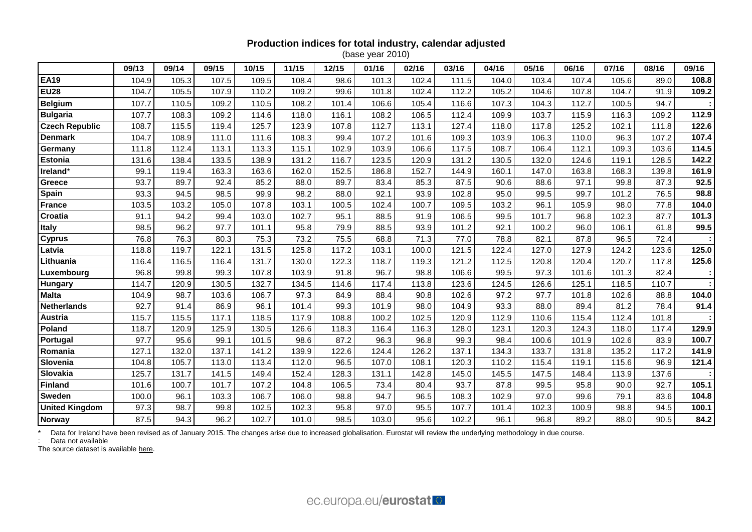**Production indices for total industry, calendar adjusted**

(base year 2010)

| | 09/13 | 09/14 | 09/15 | 10/15 | 11/15 | 12/15 | 01/16 | 02/16 | 03/16 | 04/16 | 05/16 | 06/16 | 07/16 | 08/16 | 09/16 |
|---|---|---|---|---|---|---|---|---|---|---|---|---|---|---|---|
| **EA19** | 104.9 | 105.3 | 107.5 | 109.5 | 108.4 | 98.6 | 101.3 | 102.4 | 111.5 | 104.0 | 103.4 | 107.4 | 105.6 | 89.0 | **108.8** |
| **EU28** | 104.7 | 105.5 | 107.9 | 110.2 | 109.2 | 99.6 | 101.8 | 102.4 | 112.2 | 105.2 | 104.6 | 107.8 | 104.7 | 91.9 | **109.2** |
| **Belgium** | 107.7 | 110.5 | 109.2 | 110.5 | 108.2 | 101.4 | 106.6 | 105.4 | 116.6 | 107.3 | 104.3 | 112.7 | 100.5 | 94.7 | **:** |
| **Bulgaria** | 107.7 | 108.3 | 109.2 | 114.6 | 118.0 | 116.1 | 108.2 | 106.5 | 112.4 | 109.9 | 103.7 | 115.9 | 116.3 | 109.2 | **112.9** |
| **Czech Republic** | 108.7 | 115.5 | 119.4 | 125.7 | 123.9 | 107.8 | 112.7 | 113.1 | 127.4 | 118.0 | 117.8 | 125.2 | 102.1 | 111.8 | **122.6** |
| **Denmark** | 104.7 | 108.9 | 111.0 | 111.6 | 108.3 | 99.4 | 107.2 | 101.6 | 109.3 | 103.9 | 106.3 | 110.0 | 96.3 | 107.2 | **107.4** |
| **Germany** | 111.8 | 112.4 | 113.1 | 113.3 | 115.1 | 102.9 | 103.9 | 106.6 | 117.5 | 108.7 | 106.4 | 112.1 | 109.3 | 103.6 | **114.5** |
| **Estonia** | 131.6 | 138.4 | 133.5 | 138.9 | 131.2 | 116.7 | 123.5 | 120.9 | 131.2 | 130.5 | 132.0 | 124.6 | 119.1 | 128.5 | **142.2** |
| **Ireland*** | 99.1 | 119.4 | 163.3 | 163.6 | 162.0 | 152.5 | 186.8 | 152.7 | 144.9 | 160.1 | 147.0 | 163.8 | 168.3 | 139.8 | **161.9** |
| **Greece** | 93.7 | 89.7 | 92.4 | 85.2 | 88.0 | 89.7 | 83.4 | 85.3 | 87.5 | 90.6 | 88.6 | 97.1 | 99.8 | 87.3 | **92.5** |
| **Spain** | 93.3 | 94.5 | 98.5 | 99.9 | 98.2 | 88.0 | 92.1 | 93.9 | 102.8 | 95.0 | 99.5 | 99.7 | 101.2 | 76.5 | **98.8** |
| **France** | 103.5 | 103.2 | 105.0 | 107.8 | 103.1 | 100.5 | 102.4 | 100.7 | 109.5 | 103.2 | 96.1 | 105.9 | 98.0 | 77.8 | **104.0** |
| **Croatia** | 91.1 | 94.2 | 99.4 | 103.0 | 102.7 | 95.1 | 88.5 | 91.9 | 106.5 | 99.5 | 101.7 | 96.8 | 102.3 | 87.7 | **101.3** |
| **Italy** | 98.5 | 96.2 | 97.7 | 101.1 | 95.8 | 79.9 | 88.5 | 93.9 | 101.2 | 92.1 | 100.2 | 96.0 | 106.1 | 61.8 | **99.5** |
| **Cyprus** | 76.8 | 76.3 | 80.3 | 75.3 | 73.2 | 75.5 | 68.8 | 71.3 | 77.0 | 78.8 | 82.1 | 87.8 | 96.5 | 72.4 | **:** |
| **Latvia** | 118.8 | 119.7 | 122.1 | 131.5 | 125.8 | 117.2 | 103.1 | 100.0 | 121.5 | 122.4 | 127.0 | 127.9 | 124.2 | 123.6 | **125.0** |
| **Lithuania** | 116.4 | 116.5 | 116.4 | 131.7 | 130.0 | 122.3 | 118.7 | 119.3 | 121.2 | 112.5 | 120.8 | 120.4 | 120.7 | 117.8 | **125.6** |
| **Luxembourg** | 96.8 | 99.8 | 99.3 | 107.8 | 103.9 | 91.8 | 96.7 | 98.8 | 106.6 | 99.5 | 97.3 | 101.6 | 101.3 | 82.4 | **:** |
| **Hungary** | 114.7 | 120.9 | 130.5 | 132.7 | 134.5 | 114.6 | 117.4 | 113.8 | 123.6 | 124.5 | 126.6 | 125.1 | 118.5 | 110.7 | **:** |
| **Malta** | 104.9 | 98.7 | 103.6 | 106.7 | 97.3 | 84.9 | 88.4 | 90.8 | 102.6 | 97.2 | 97.7 | 101.8 | 102.6 | 88.8 | **104.0** |
| **Netherlands** | 92.7 | 91.4 | 86.9 | 96.1 | 101.4 | 99.3 | 101.9 | 98.0 | 104.9 | 93.3 | 88.0 | 89.4 | 81.2 | 78.4 | **91.4** |
| **Austria** | 115.7 | 115.5 | 117.1 | 118.5 | 117.9 | 108.8 | 100.2 | 102.5 | 120.9 | 112.9 | 110.6 | 115.4 | 112.4 | 101.8 | **:** |
| **Poland** | 118.7 | 120.9 | 125.9 | 130.5 | 126.6 | 118.3 | 116.4 | 116.3 | 128.0 | 123.1 | 120.3 | 124.3 | 118.0 | 117.4 | **129.9** |
| **Portugal** | 97.7 | 95.6 | 99.1 | 101.5 | 98.6 | 87.2 | 96.3 | 96.8 | 99.3 | 98.4 | 100.6 | 101.9 | 102.6 | 83.9 | **100.7** |
| **Romania** | 127.1 | 132.0 | 137.1 | 141.2 | 139.9 | 122.6 | 124.4 | 126.2 | 137.1 | 134.3 | 133.7 | 131.8 | 135.2 | 117.2 | **141.9** |
| **Slovenia** | 104.8 | 105.7 | 113.0 | 113.4 | 112.0 | 96.5 | 107.0 | 108.1 | 120.3 | 110.2 | 115.4 | 119.1 | 115.6 | 96.9 | **121.4** |
| **Slovakia** | 125.7 | 131.7 | 141.5 | 149.4 | 152.4 | 128.3 | 131.1 | 142.8 | 145.0 | 145.5 | 147.5 | 148.4 | 113.9 | 137.6 | **:** |
| **Finland** | 101.6 | 100.7 | 101.7 | 107.2 | 104.8 | 106.5 | 73.4 | 80.4 | 93.7 | 87.8 | 99.5 | 95.8 | 90.0 | 92.7 | **105.1** |
| **Sweden** | 100.0 | 96.1 | 103.3 | 106.7 | 106.0 | 98.8 | 94.7 | 96.5 | 108.3 | 102.9 | 97.0 | 99.6 | 79.1 | 83.6 | **104.8** |
| **United Kingdom** | 97.3 | 98.7 | 99.8 | 102.5 | 102.3 | 95.8 | 97.0 | 95.5 | 107.7 | 101.4 | 102.3 | 100.9 | 98.8 | 94.5 | **100.1** |
| **Norway** | 87.5 | 94.3 | 96.2 | 102.7 | 101.0 | 98.5 | 103.0 | 95.6 | 102.2 | 96.1 | 96.8 | 89.2 | 88.0 | 90.5 | **84.2** |

\* Data for Ireland have been revised as of January 2015. The changes arise due to increased globalisation. Eurostat will review the underlying methodology in due course.

: Data not available

The source dataset is available here.